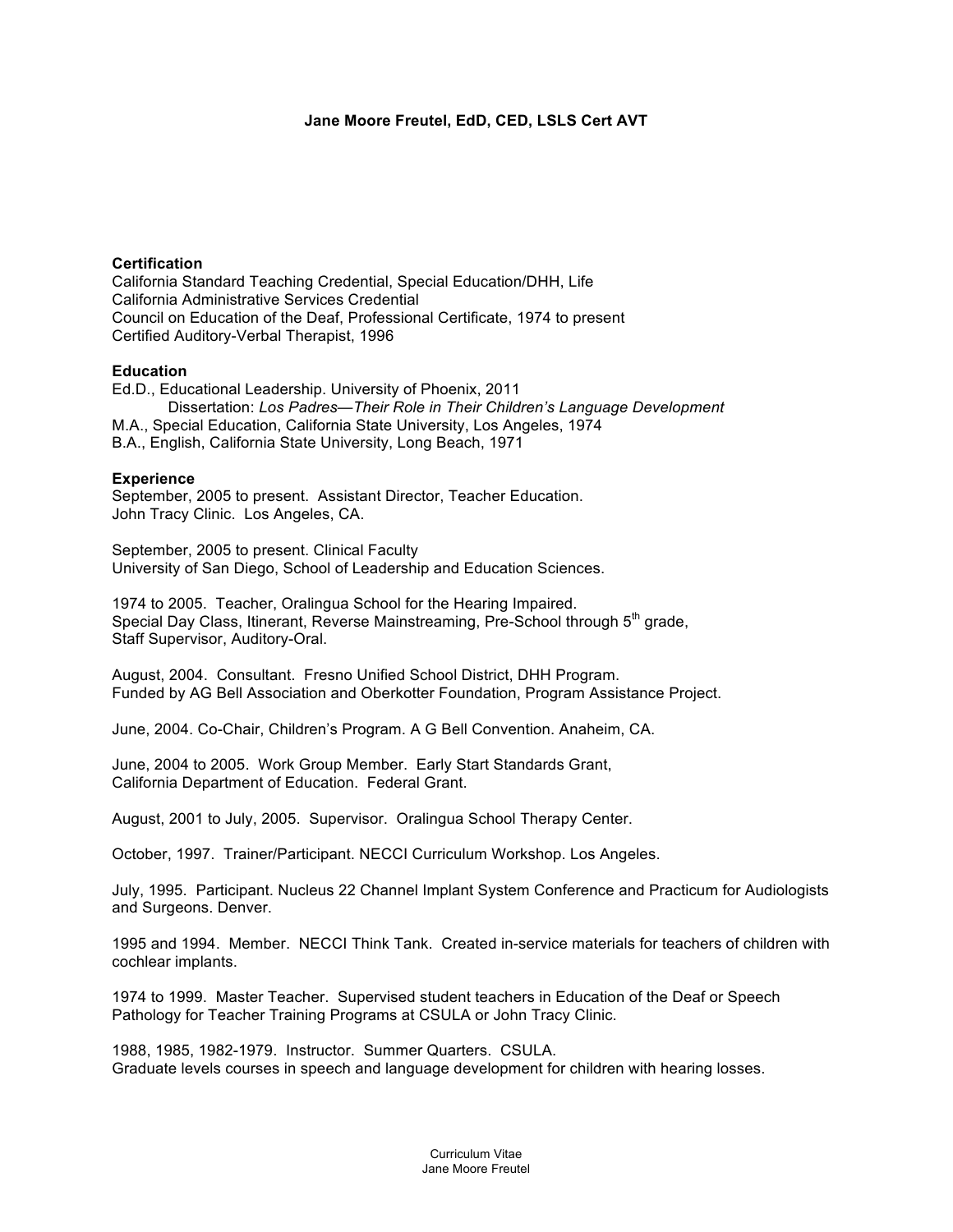# Jane Moore Freutel, EdD, CED, LSLS Cert AVT

## Certification

California Standard Teaching Credential, Special Education/DHH, Life
California Administrative Services Credential
Council on Education of the Deaf, Professional Certificate, 1974 to present
Certified Auditory-Verbal Therapist, 1996

## Education

Ed.D., Educational Leadership. University of Phoenix, 2011
Dissertation: *Los Padres—Their Role in Their Children's Language Development*
M.A., Special Education, California State University, Los Angeles, 1974
B.A., English, California State University, Long Beach, 1971

## Experience

September, 2005 to present. Assistant Director, Teacher Education.
John Tracy Clinic. Los Angeles, CA.

September, 2005 to present. Clinical Faculty
University of San Diego, School of Leadership and Education Sciences.

1974 to 2005. Teacher, Oralingua School for the Hearing Impaired.
Special Day Class, Itinerant, Reverse Mainstreaming, Pre-School through 5th grade,
Staff Supervisor, Auditory-Oral.

August, 2004. Consultant. Fresno Unified School District, DHH Program.
Funded by AG Bell Association and Oberkotter Foundation, Program Assistance Project.

June, 2004. Co-Chair, Children's Program. A G Bell Convention. Anaheim, CA.

June, 2004 to 2005. Work Group Member. Early Start Standards Grant,
California Department of Education. Federal Grant.

August, 2001 to July, 2005. Supervisor. Oralingua School Therapy Center.

October, 1997. Trainer/Participant. NECCI Curriculum Workshop. Los Angeles.

July, 1995. Participant. Nucleus 22 Channel Implant System Conference and Practicum for Audiologists and Surgeons. Denver.

1995 and 1994. Member. NECCI Think Tank. Created in-service materials for teachers of children with cochlear implants.

1974 to 1999. Master Teacher. Supervised student teachers in Education of the Deaf or Speech Pathology for Teacher Training Programs at CSULA or John Tracy Clinic.

1988, 1985, 1982-1979. Instructor. Summer Quarters. CSULA.
Graduate levels courses in speech and language development for children with hearing losses.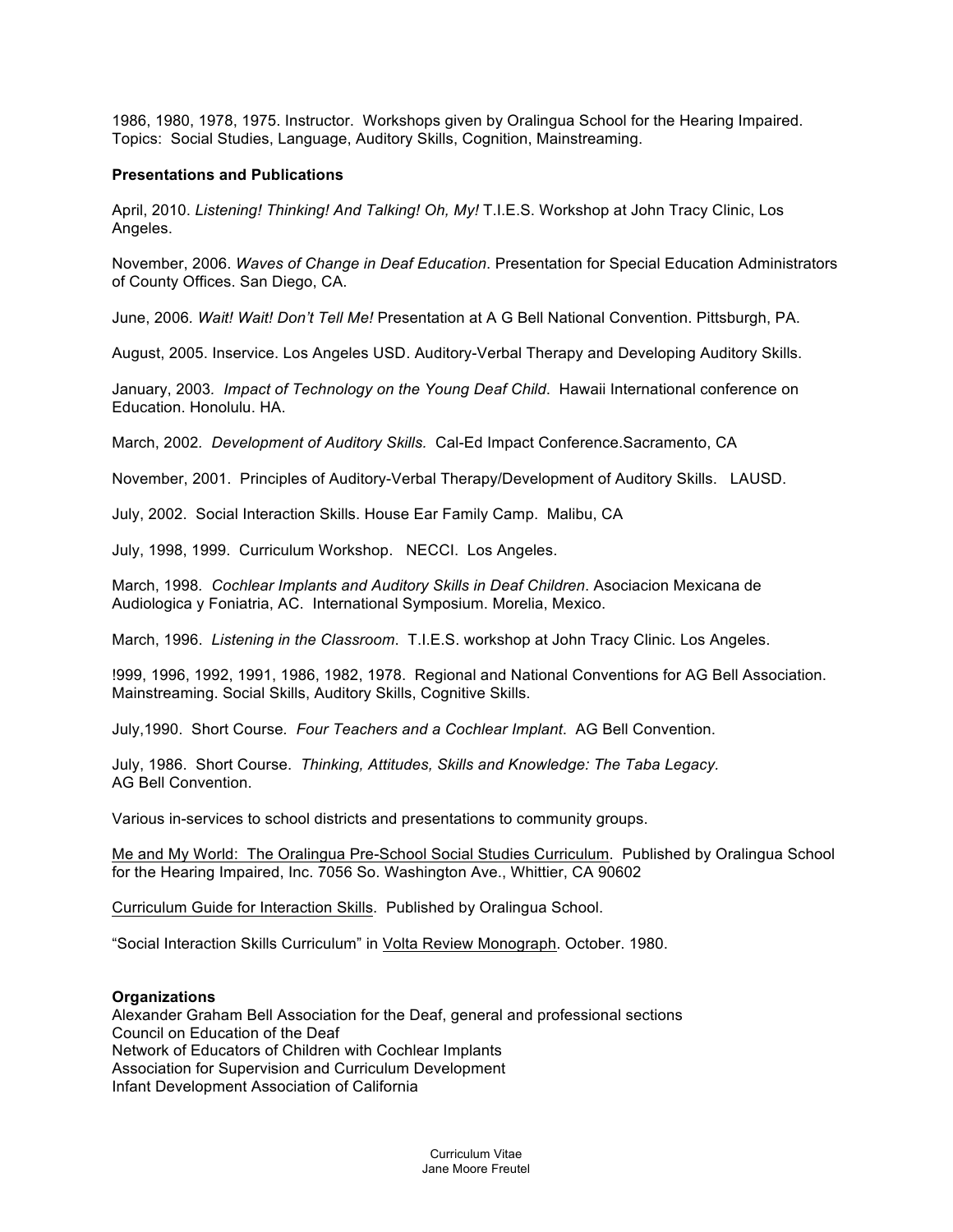1986, 1980, 1978, 1975. Instructor. Workshops given by Oralingua School for the Hearing Impaired. Topics: Social Studies, Language, Auditory Skills, Cognition, Mainstreaming.

**Presentations and Publications**

April, 2010. *Listening! Thinking! And Talking! Oh, My!* T.I.E.S. Workshop at John Tracy Clinic, Los Angeles.

November, 2006. *Waves of Change in Deaf Education*. Presentation for Special Education Administrators of County Offices. San Diego, CA.

June, 2006. *Wait! Wait! Don't Tell Me!* Presentation at A G Bell National Convention. Pittsburgh, PA.

August, 2005. Inservice. Los Angeles USD. Auditory-Verbal Therapy and Developing Auditory Skills.

January, 2003. *Impact of Technology on the Young Deaf Child*. Hawaii International conference on Education. Honolulu. HA.

March, 2002. *Development of Auditory Skills.* Cal-Ed Impact Conference.Sacramento, CA

November, 2001. Principles of Auditory-Verbal Therapy/Development of Auditory Skills. LAUSD.

July, 2002. Social Interaction Skills. House Ear Family Camp. Malibu, CA

July, 1998, 1999. Curriculum Workshop. NECCI. Los Angeles.

March, 1998. *Cochlear Implants and Auditory Skills in Deaf Children*. Asociacion Mexicana de Audiologica y Foniatria, AC. International Symposium. Morelia, Mexico.

March, 1996. *Listening in the Classroom*. T.I.E.S. workshop at John Tracy Clinic. Los Angeles.

!999, 1996, 1992, 1991, 1986, 1982, 1978. Regional and National Conventions for AG Bell Association. Mainstreaming. Social Skills, Auditory Skills, Cognitive Skills.

July,1990. Short Course. *Four Teachers and a Cochlear Implant*. AG Bell Convention.

July, 1986. Short Course. *Thinking, Attitudes, Skills and Knowledge: The Taba Legacy.* AG Bell Convention.

Various in-services to school districts and presentations to community groups.

Me and My World: The Oralingua Pre-School Social Studies Curriculum. Published by Oralingua School for the Hearing Impaired, Inc. 7056 So. Washington Ave., Whittier, CA 90602

Curriculum Guide for Interaction Skills. Published by Oralingua School.

"Social Interaction Skills Curriculum" in Volta Review Monograph. October. 1980.

**Organizations**

Alexander Graham Bell Association for the Deaf, general and professional sections
Council on Education of the Deaf
Network of Educators of Children with Cochlear Implants
Association for Supervision and Curriculum Development
Infant Development Association of California